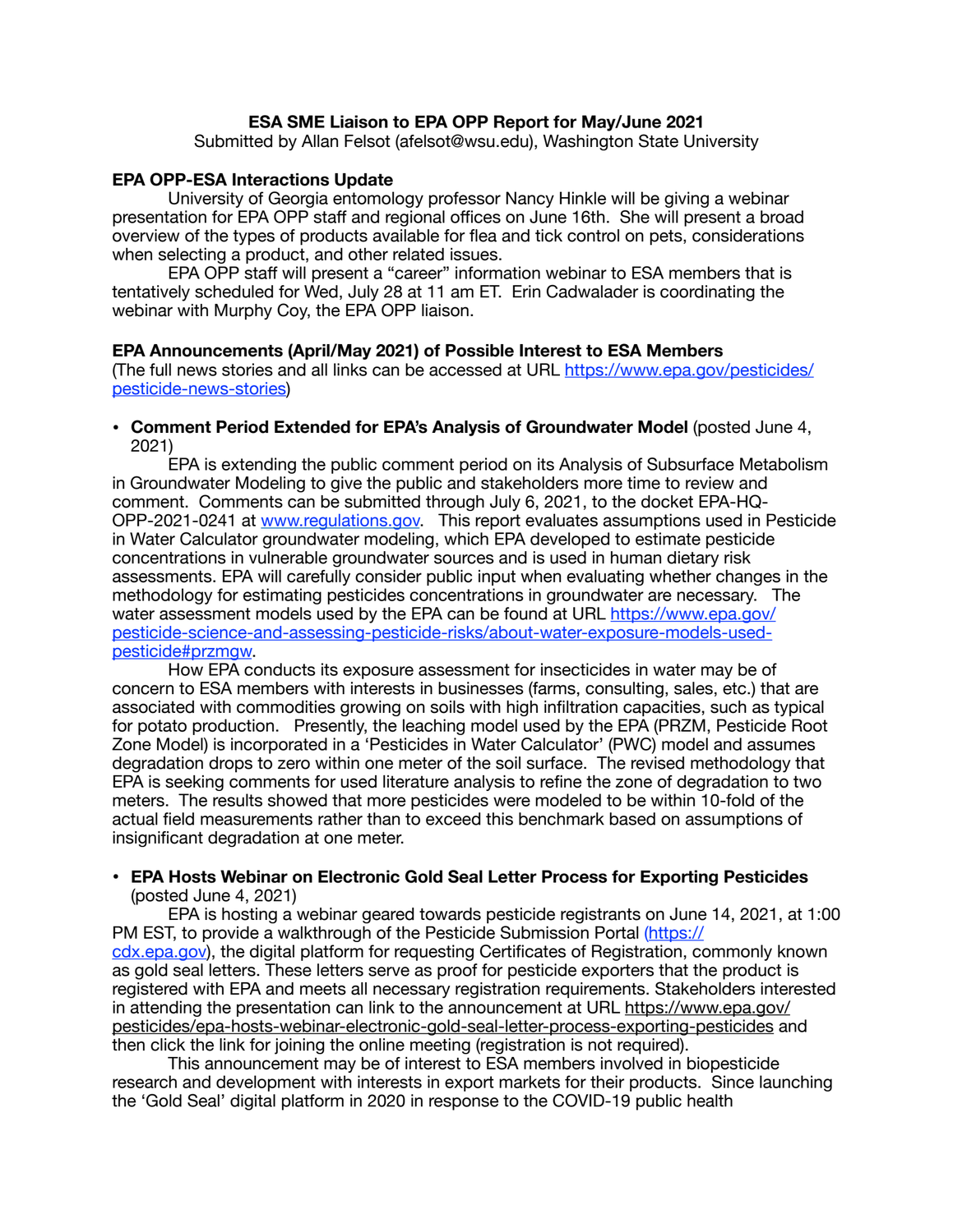**ESA SME Liaison to EPA OPP Report for May/June 2021**
Submitted by Allan Felsot (afelsot@wsu.edu), Washington State University

### EPA OPP-ESA Interactions Update

University of Georgia entomology professor Nancy Hinkle will be giving a webinar presentation for EPA OPP staff and regional offices on June 16th. She will present a broad overview of the types of products available for flea and tick control on pets, considerations when selecting a product, and other related issues.

EPA OPP staff will present a "career" information webinar to ESA members that is tentatively scheduled for Wed, July 28 at 11 am ET. Erin Cadwalader is coordinating the webinar with Murphy Coy, the EPA OPP liaison.

### EPA Announcements (April/May 2021) of Possible Interest to ESA Members

(The full news stories and all links can be accessed at URL https://www.epa.gov/pesticides/pesticide-news-stories)

- **Comment Period Extended for EPA's Analysis of Groundwater Model** (posted June 4, 2021)

EPA is extending the public comment period on its Analysis of Subsurface Metabolism in Groundwater Modeling to give the public and stakeholders more time to review and comment. Comments can be submitted through July 6, 2021, to the docket EPA-HQ-OPP-2021-0241 at www.regulations.gov. This report evaluates assumptions used in Pesticide in Water Calculator groundwater modeling, which EPA developed to estimate pesticide concentrations in vulnerable groundwater sources and is used in human dietary risk assessments. EPA will carefully consider public input when evaluating whether changes in the methodology for estimating pesticides concentrations in groundwater are necessary. The water assessment models used by the EPA can be found at URL https://www.epa.gov/pesticide-science-and-assessing-pesticide-risks/about-water-exposure-models-used-pesticide#przmgw.

How EPA conducts its exposure assessment for insecticides in water may be of concern to ESA members with interests in businesses (farms, consulting, sales, etc.) that are associated with commodities growing on soils with high infiltration capacities, such as typical for potato production. Presently, the leaching model used by the EPA (PRZM, Pesticide Root Zone Model) is incorporated in a 'Pesticides in Water Calculator' (PWC) model and assumes degradation drops to zero within one meter of the soil surface. The revised methodology that EPA is seeking comments for used literature analysis to refine the zone of degradation to two meters. The results showed that more pesticides were modeled to be within 10-fold of the actual field measurements rather than to exceed this benchmark based on assumptions of insignificant degradation at one meter.

- **EPA Hosts Webinar on Electronic Gold Seal Letter Process for Exporting Pesticides** (posted June 4, 2021)

EPA is hosting a webinar geared towards pesticide registrants on June 14, 2021, at 1:00 PM EST, to provide a walkthrough of the Pesticide Submission Portal (https://cdx.epa.gov), the digital platform for requesting Certificates of Registration, commonly known as gold seal letters. These letters serve as proof for pesticide exporters that the product is registered with EPA and meets all necessary registration requirements. Stakeholders interested in attending the presentation can link to the announcement at URL https://www.epa.gov/pesticides/epa-hosts-webinar-electronic-gold-seal-letter-process-exporting-pesticides and then click the link for joining the online meeting (registration is not required).

This announcement may be of interest to ESA members involved in biopesticide research and development with interests in export markets for their products. Since launching the 'Gold Seal' digital platform in 2020 in response to the COVID-19 public health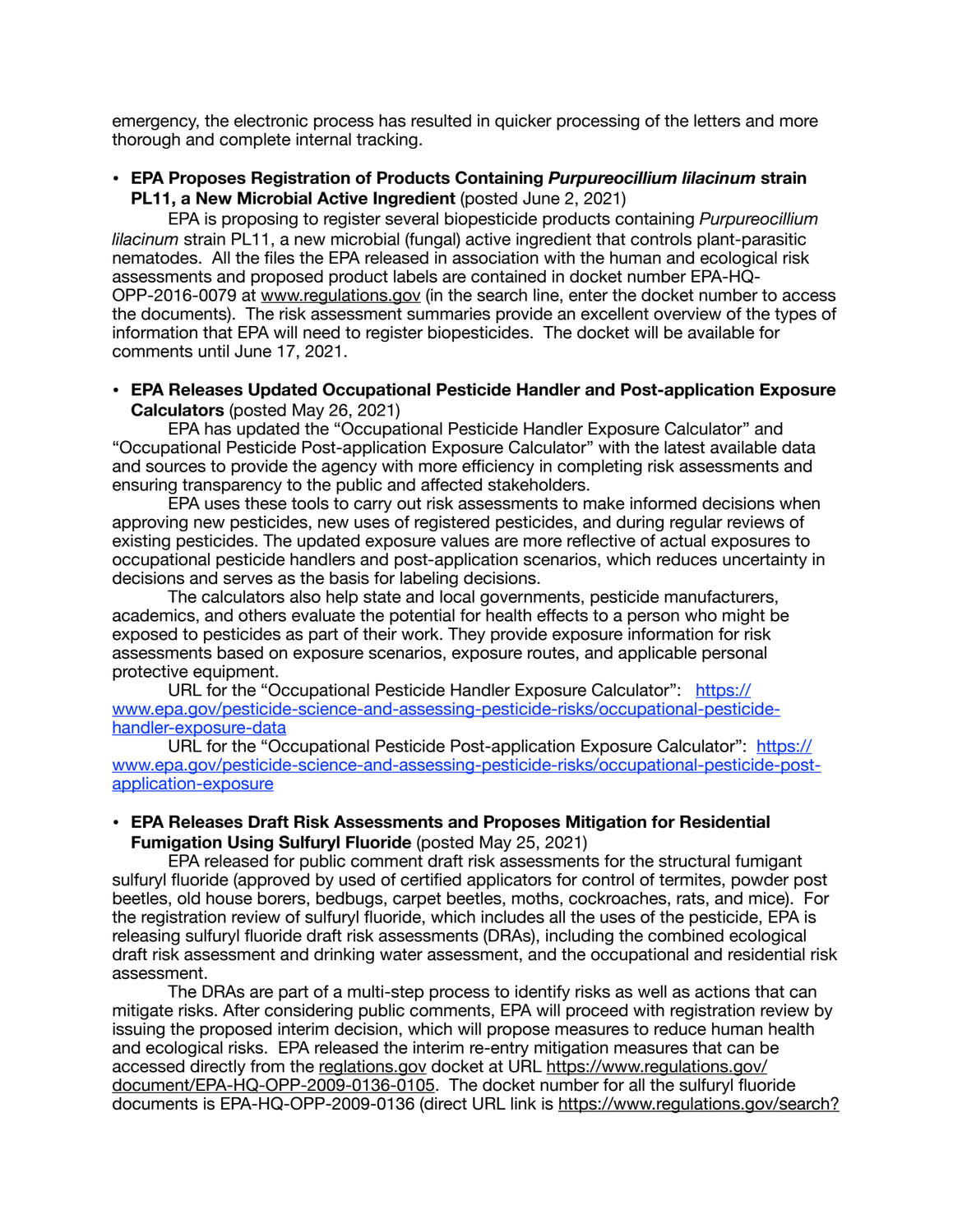emergency, the electronic process has resulted in quicker processing of the letters and more thorough and complete internal tracking.

- **EPA Proposes Registration of Products Containing *Purpureocillium lilacinum* strain PL11, a New Microbial Active Ingredient** (posted June 2, 2021)

  EPA is proposing to register several biopesticide products containing *Purpureocillium lilacinum* strain PL11, a new microbial (fungal) active ingredient that controls plant-parasitic nematodes. All the files the EPA released in association with the human and ecological risk assessments and proposed product labels are contained in docket number EPA-HQ-OPP-2016-0079 at www.regulations.gov (in the search line, enter the docket number to access the documents). The risk assessment summaries provide an excellent overview of the types of information that EPA will need to register biopesticides. The docket will be available for comments until June 17, 2021.

- **EPA Releases Updated Occupational Pesticide Handler and Post-application Exposure Calculators** (posted May 26, 2021)

  EPA has updated the "Occupational Pesticide Handler Exposure Calculator" and "Occupational Pesticide Post-application Exposure Calculator" with the latest available data and sources to provide the agency with more efficiency in completing risk assessments and ensuring transparency to the public and affected stakeholders.

  EPA uses these tools to carry out risk assessments to make informed decisions when approving new pesticides, new uses of registered pesticides, and during regular reviews of existing pesticides. The updated exposure values are more reflective of actual exposures to occupational pesticide handlers and post-application scenarios, which reduces uncertainty in decisions and serves as the basis for labeling decisions.

  The calculators also help state and local governments, pesticide manufacturers, academics, and others evaluate the potential for health effects to a person who might be exposed to pesticides as part of their work. They provide exposure information for risk assessments based on exposure scenarios, exposure routes, and applicable personal protective equipment.

  URL for the "Occupational Pesticide Handler Exposure Calculator": https://www.epa.gov/pesticide-science-and-assessing-pesticide-risks/occupational-pesticide-handler-exposure-data

  URL for the "Occupational Pesticide Post-application Exposure Calculator": https://www.epa.gov/pesticide-science-and-assessing-pesticide-risks/occupational-pesticide-post-application-exposure

- **EPA Releases Draft Risk Assessments and Proposes Mitigation for Residential Fumigation Using Sulfuryl Fluoride** (posted May 25, 2021)

  EPA released for public comment draft risk assessments for the structural fumigant sulfuryl fluoride (approved by used of certified applicators for control of termites, powder post beetles, old house borers, bedbugs, carpet beetles, moths, cockroaches, rats, and mice). For the registration review of sulfuryl fluoride, which includes all the uses of the pesticide, EPA is releasing sulfuryl fluoride draft risk assessments (DRAs), including the combined ecological draft risk assessment and drinking water assessment, and the occupational and residential risk assessment.

  The DRAs are part of a multi-step process to identify risks as well as actions that can mitigate risks. After considering public comments, EPA will proceed with registration review by issuing the proposed interim decision, which will propose measures to reduce human health and ecological risks. EPA released the interim re-entry mitigation measures that can be accessed directly from the reglations.gov docket at URL https://www.regulations.gov/document/EPA-HQ-OPP-2009-0136-0105. The docket number for all the sulfuryl fluoride documents is EPA-HQ-OPP-2009-0136 (direct URL link is https://www.regulations.gov/search?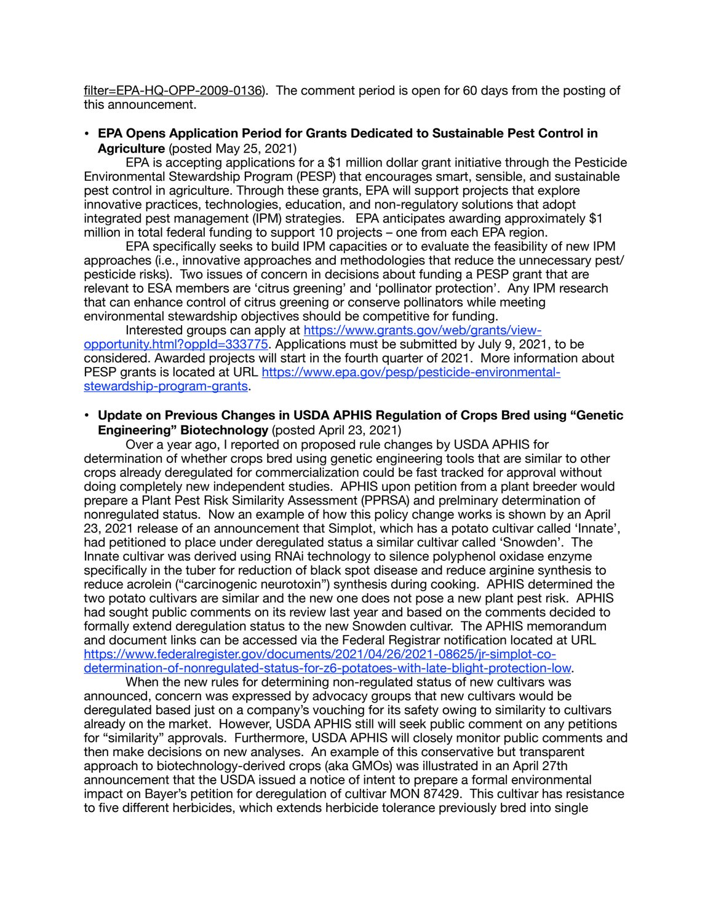filter=EPA-HQ-OPP-2009-0136). The comment period is open for 60 days from the posting of this announcement.

- **EPA Opens Application Period for Grants Dedicated to Sustainable Pest Control in Agriculture** (posted May 25, 2021)

 EPA is accepting applications for a $1 million dollar grant initiative through the Pesticide Environmental Stewardship Program (PESP) that encourages smart, sensible, and sustainable pest control in agriculture. Through these grants, EPA will support projects that explore innovative practices, technologies, education, and non-regulatory solutions that adopt integrated pest management (IPM) strategies. EPA anticipates awarding approximately $1 million in total federal funding to support 10 projects – one from each EPA region.

 EPA specifically seeks to build IPM capacities or to evaluate the feasibility of new IPM approaches (i.e., innovative approaches and methodologies that reduce the unnecessary pest/ pesticide risks). Two issues of concern in decisions about funding a PESP grant that are relevant to ESA members are 'citrus greening' and 'pollinator protection'. Any IPM research that can enhance control of citrus greening or conserve pollinators while meeting environmental stewardship objectives should be competitive for funding.

 Interested groups can apply at https://www.grants.gov/web/grants/view-opportunity.html?oppId=333775. Applications must be submitted by July 9, 2021, to be considered. Awarded projects will start in the fourth quarter of 2021. More information about PESP grants is located at URL https://www.epa.gov/pesp/pesticide-environmental-stewardship-program-grants.

- **Update on Previous Changes in USDA APHIS Regulation of Crops Bred using "Genetic Engineering" Biotechnology** (posted April 23, 2021)

 Over a year ago, I reported on proposed rule changes by USDA APHIS for determination of whether crops bred using genetic engineering tools that are similar to other crops already deregulated for commercialization could be fast tracked for approval without doing completely new independent studies. APHIS upon petition from a plant breeder would prepare a Plant Pest Risk Similarity Assessment (PPRSA) and prelminary determination of nonregulated status. Now an example of how this policy change works is shown by an April 23, 2021 release of an announcement that Simplot, which has a potato cultivar called 'Innate', had petitioned to place under deregulated status a similar cultivar called 'Snowden'. The Innate cultivar was derived using RNAi technology to silence polyphenol oxidase enzyme specifically in the tuber for reduction of black spot disease and reduce arginine synthesis to reduce acrolein ("carcinogenic neurotoxin") synthesis during cooking. APHIS determined the two potato cultivars are similar and the new one does not pose a new plant pest risk. APHIS had sought public comments on its review last year and based on the comments decided to formally extend deregulation status to the new Snowden cultivar. The APHIS memorandum and document links can be accessed via the Federal Registrar notification located at URL https://www.federalregister.gov/documents/2021/04/26/2021-08625/jr-simplot-co-determination-of-nonregulated-status-for-z6-potatoes-with-late-blight-protection-low.

 When the new rules for determining non-regulated status of new cultivars was announced, concern was expressed by advocacy groups that new cultivars would be deregulated based just on a company's vouching for its safety owing to similarity to cultivars already on the market. However, USDA APHIS still will seek public comment on any petitions for "similarity" approvals. Furthermore, USDA APHIS will closely monitor public comments and then make decisions on new analyses. An example of this conservative but transparent approach to biotechnology-derived crops (aka GMOs) was illustrated in an April 27th announcement that the USDA issued a notice of intent to prepare a formal environmental impact on Bayer's petition for deregulation of cultivar MON 87429. This cultivar has resistance to five different herbicides, which extends herbicide tolerance previously bred into single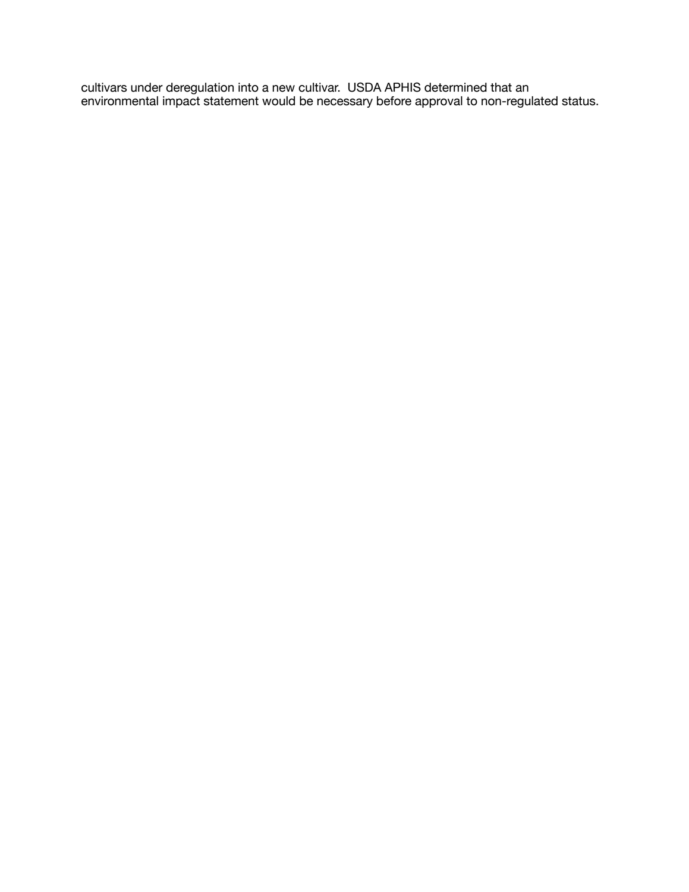cultivars under deregulation into a new cultivar. USDA APHIS determined that an environmental impact statement would be necessary before approval to non-regulated status.